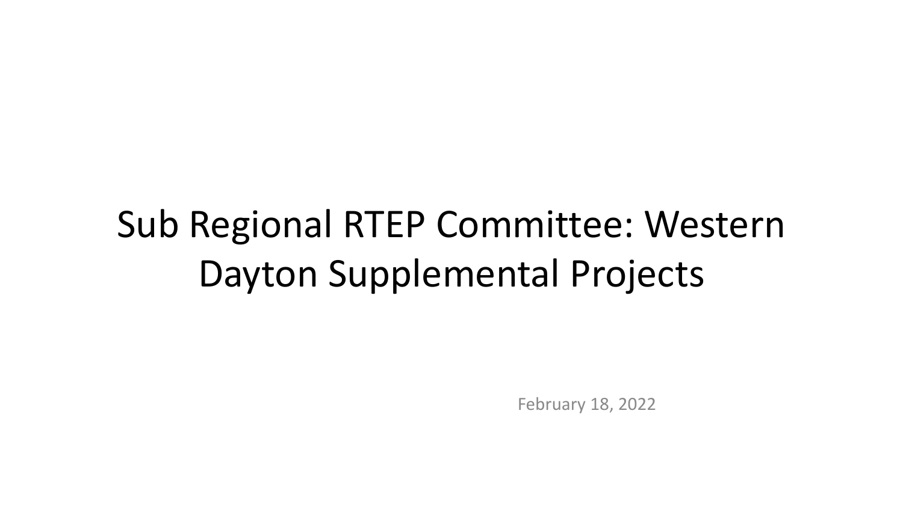# Sub Regional RTEP Committee: Western Dayton Supplemental Projects

February 18, 2022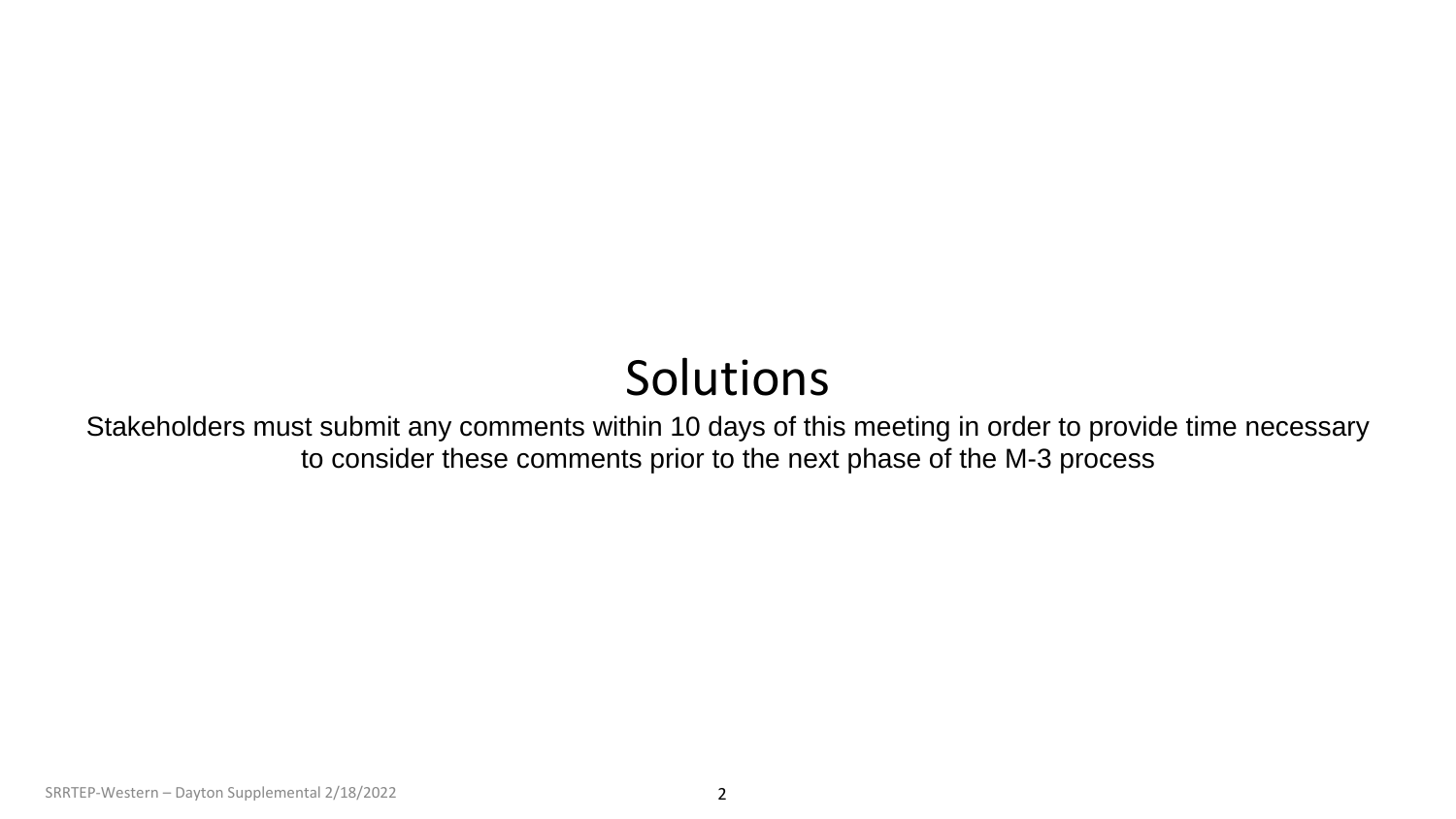# Solutions

Stakeholders must submit any comments within 10 days of this meeting in order to provide time necessary to consider these comments prior to the next phase of the M-3 process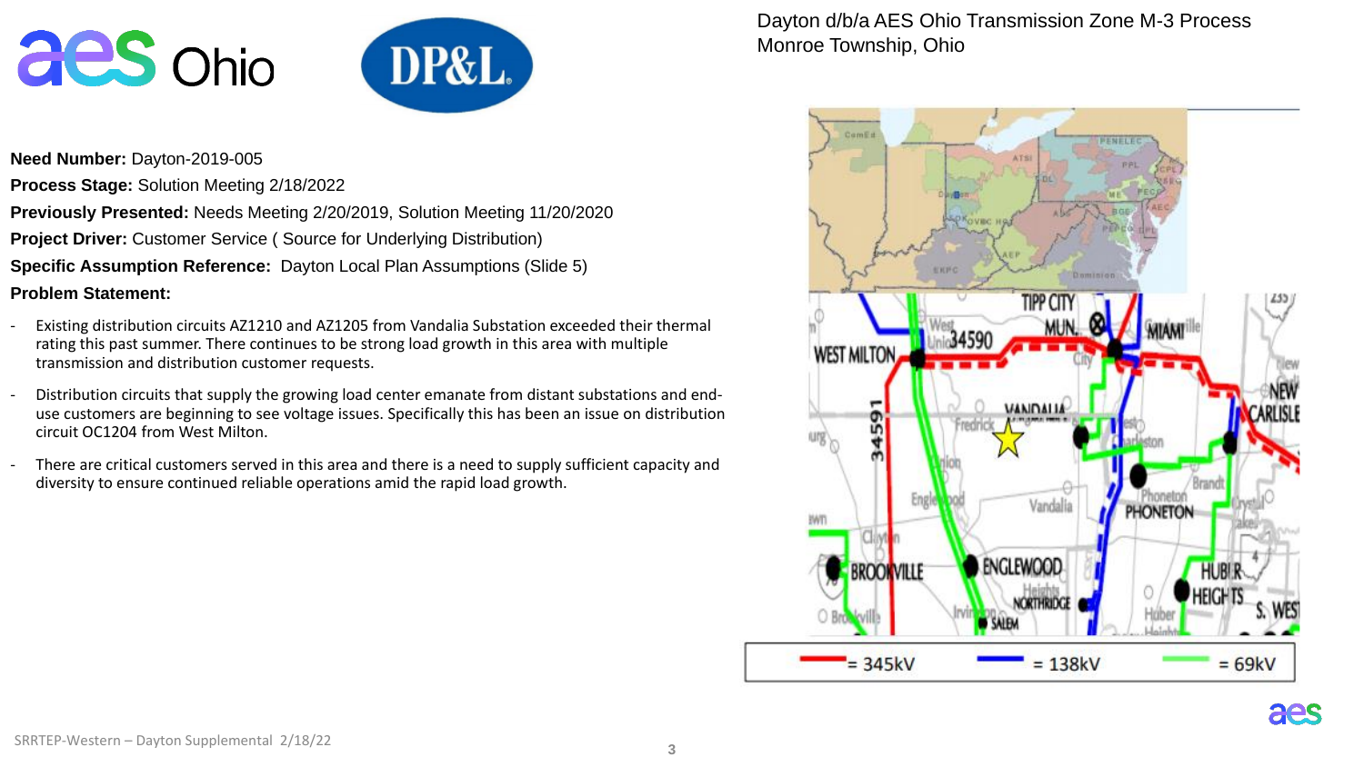Dayton d/b/a AES Ohio Transmission Zone M-3 Process
Monroe Township, Ohio

**Need Number:** Dayton-2019-005

**Process Stage:** Solution Meeting 2/18/2022

**Previously Presented:** Needs Meeting 2/20/2019, Solution Meeting 11/20/2020

**Project Driver:** Customer Service ( Source for Underlying Distribution)

**Specific Assumption Reference:** Dayton Local Plan Assumptions (Slide 5)

**Problem Statement:**

- Existing distribution circuits AZ1210 and AZ1205 from Vandalia Substation exceeded their thermal rating this past summer. There continues to be strong load growth in this area with multiple transmission and distribution customer requests.
- Distribution circuits that supply the growing load center emanate from distant substations and end-use customers are beginning to see voltage issues. Specifically this has been an issue on distribution circuit OC1204 from West Milton.
- There are critical customers served in this area and there is a need to supply sufficient capacity and diversity to ensure continued reliable operations amid the rapid load growth.

= 345kV = 138kV = 69kV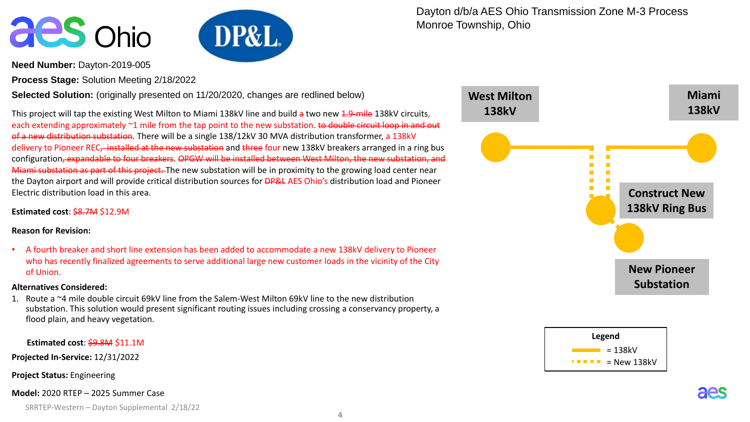Dayton d/b/a AES Ohio Transmission Zone M-3 Process
Monroe Township, Ohio

**Need Number:** Dayton-2019-005

**Process Stage:** Solution Meeting 2/18/2022

**Selected Solution:** (originally presented on 11/20/2020, changes are redlined below)

This project will tap the existing West Milton to Miami 138kV line and build ~~a~~ two new ~~1.9-mile~~ 138kV circuits, each extending approximately ~1 mile from the tap point to the new substation. ~~to double circuit loop in and out of a new distribution substation~~. There will be a single 138/12kV 30 MVA distribution transformer, a 138kV delivery to Pioneer REC~~, installed at the new substation~~ and ~~three~~ four new 138kV breakers arranged in a ring bus configuration~~, expandable to four breakers~~. ~~OPGW will be installed between West Milton, the new substation, and Miami substation as part of this project.~~ The new substation will be in proximity to the growing load center near the Dayton airport and will provide critical distribution sources for ~~DP&L~~ AES Ohio's distribution load and Pioneer Electric distribution load in this area.

**Estimated cost**: ~~$8.7M~~ $12.9M

**Reason for Revision:**

- A fourth breaker and short line extension has been added to accommodate a new 138kV delivery to Pioneer who has recently finalized agreements to serve additional large new customer loads in the vicinity of the City of Union.

**Alternatives Considered:**

1. Route a ~4 mile double circuit 69kV line from the Salem-West Milton 69kV line to the new distribution substation. This solution would present significant routing issues including crossing a conservancy property, a flood plain, and heavy vegetation.

**Estimated cost**: ~~$9.8M~~ $11.1M

**Projected In-Service:** 12/31/2022

**Project Status:** Engineering

**Model:** 2020 RTEP – 2025 Summer Case

West Milton 138kV | Miami 138kV | Construct New 138kV Ring Bus | New Pioneer Substation

Legend: = 138kV; = New 138kV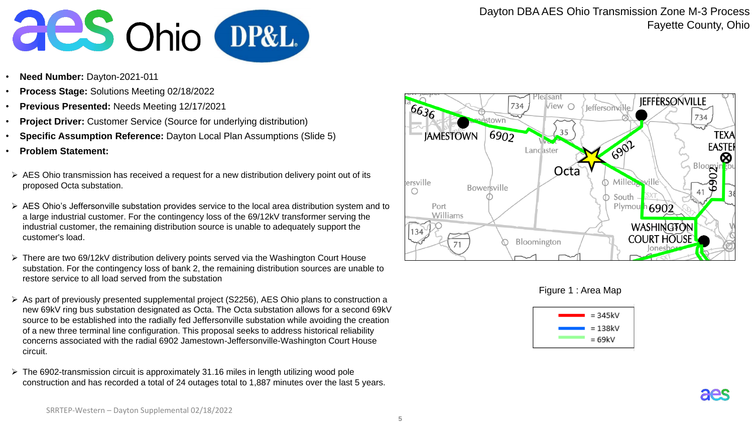# Dayton DBA AES Ohio Transmission Zone M-3 Process
## Fayette County, Ohio

- **Need Number:** Dayton-2021-011
- **Process Stage:** Solutions Meeting 02/18/2022
- **Previous Presented:** Needs Meeting 12/17/2021
- **Project Driver:** Customer Service (Source for underlying distribution)
- **Specific Assumption Reference:** Dayton Local Plan Assumptions (Slide 5)
- **Problem Statement:**

- AES Ohio transmission has received a request for a new distribution delivery point out of its proposed Octa substation.
- AES Ohio's Jeffersonville substation provides service to the local area distribution system and to a large industrial customer. For the contingency loss of the 69/12kV transformer serving the industrial customer, the remaining distribution source is unable to adequately support the customer's load.
- There are two 69/12kV distribution delivery points served via the Washington Court House substation. For the contingency loss of bank 2, the remaining distribution sources are unable to restore service to all load served from the substation
- As part of previously presented supplemental project (S2256), AES Ohio plans to construction a new 69kV ring bus substation designated as Octa. The Octa substation allows for a second 69kV source to be established into the radially fed Jeffersonville substation while avoiding the creation of a new three terminal line configuration. This proposal seeks to address historical reliability concerns associated with the radial 6902 Jamestown-Jeffersonville-Washington Court House circuit.
- The 6902-transmission circuit is approximately 31.16 miles in length utilizing wood pole construction and has recorded a total of 24 outages total to 1,887 minutes over the last 5 years.

Figure 1 : Area Map

| | |
|---|---|
| Red | = 345kV |
| Blue | = 138kV |
| Green | = 69kV |

SRRTEP-Western – Dayton Supplemental 02/18/2022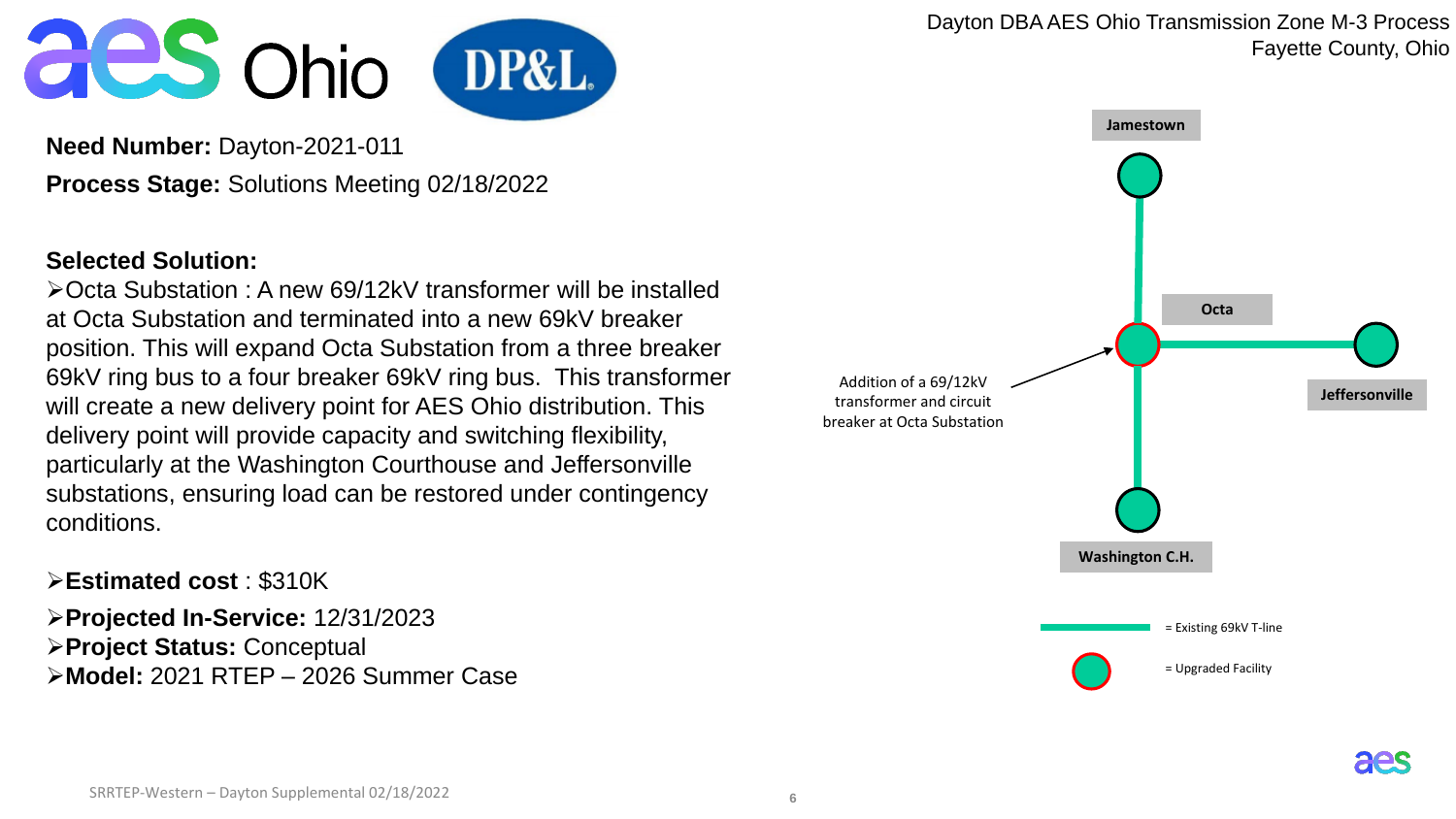Dayton DBA AES Ohio Transmission Zone M-3 Process
Fayette County, Ohio

**Need Number:** Dayton-2021-011

**Process Stage:** Solutions Meeting 02/18/2022

**Selected Solution:**

- Octa Substation : A new 69/12kV transformer will be installed at Octa Substation and terminated into a new 69kV breaker position. This will expand Octa Substation from a three breaker 69kV ring bus to a four breaker 69kV ring bus. This transformer will create a new delivery point for AES Ohio distribution. This delivery point will provide capacity and switching flexibility, particularly at the Washington Courthouse and Jeffersonville substations, ensuring load can be restored under contingency conditions.

- **Estimated cost** : $310K
- **Projected In-Service:** 12/31/2023
- **Project Status:** Conceptual
- **Model:** 2021 RTEP – 2026 Summer Case

Jamestown

Octa

Jeffersonville

Washington C.H.

Addition of a 69/12kV transformer and circuit breaker at Octa Substation

= Existing 69kV T-line

= Upgraded Facility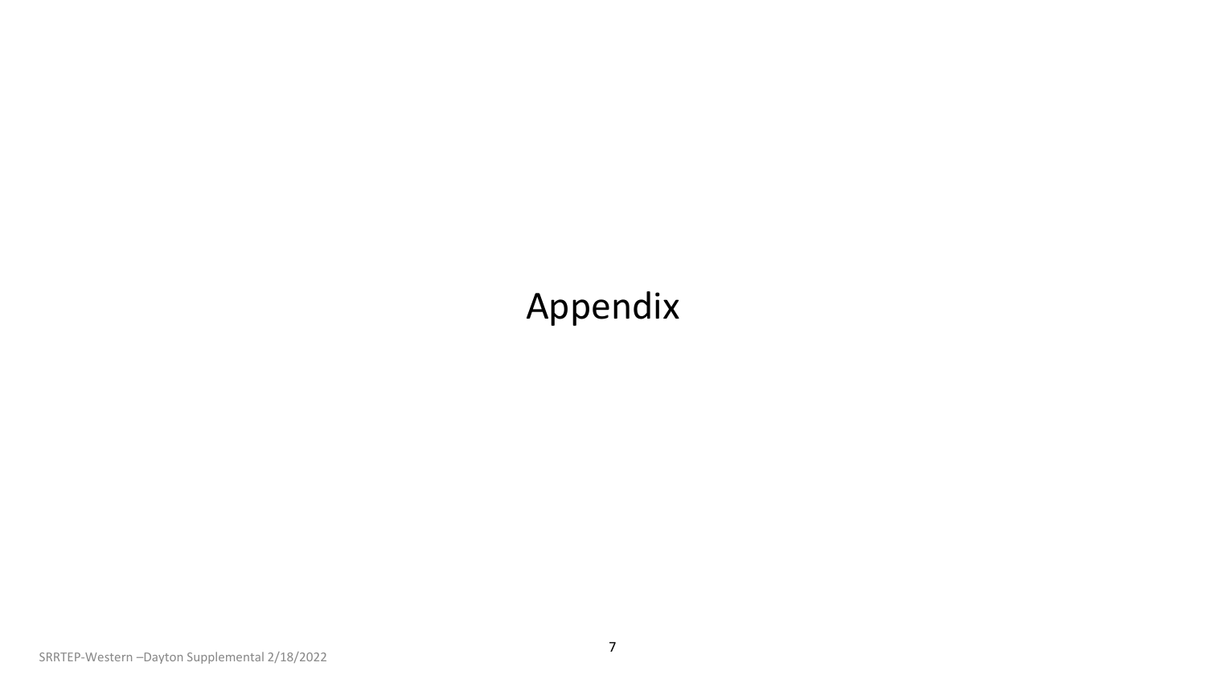# Appendix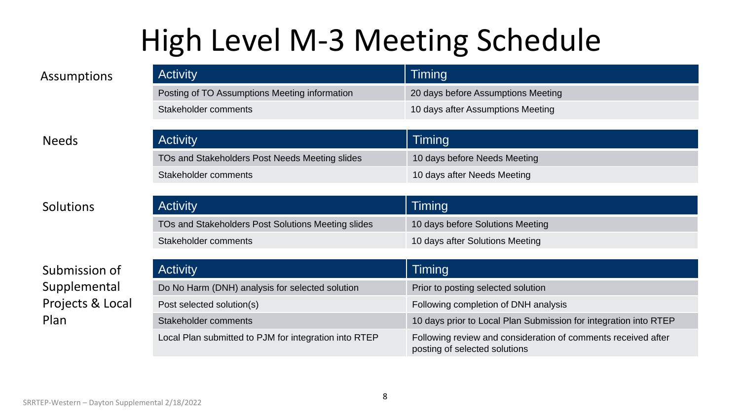# High Level M-3 Meeting Schedule

**Assumptions**

| Activity | Timing |
| --- | --- |
| Posting of TO Assumptions Meeting information | 20 days before Assumptions Meeting |
| Stakeholder comments | 10 days after Assumptions Meeting |

**Needs**

| Activity | Timing |
| --- | --- |
| TOs and Stakeholders Post Needs Meeting slides | 10 days before Needs Meeting |
| Stakeholder comments | 10 days after Needs Meeting |

**Solutions**

| Activity | Timing |
| --- | --- |
| TOs and Stakeholders Post Solutions Meeting slides | 10 days before Solutions Meeting |
| Stakeholder comments | 10 days after Solutions Meeting |

**Submission of Supplemental Projects & Local Plan**

| Activity | Timing |
| --- | --- |
| Do No Harm (DNH) analysis for selected solution | Prior to posting selected solution |
| Post selected solution(s) | Following completion of DNH analysis |
| Stakeholder comments | 10 days prior to Local Plan Submission for integration into RTEP |
| Local Plan submitted to PJM for integration into RTEP | Following review and consideration of comments received after posting of selected solutions |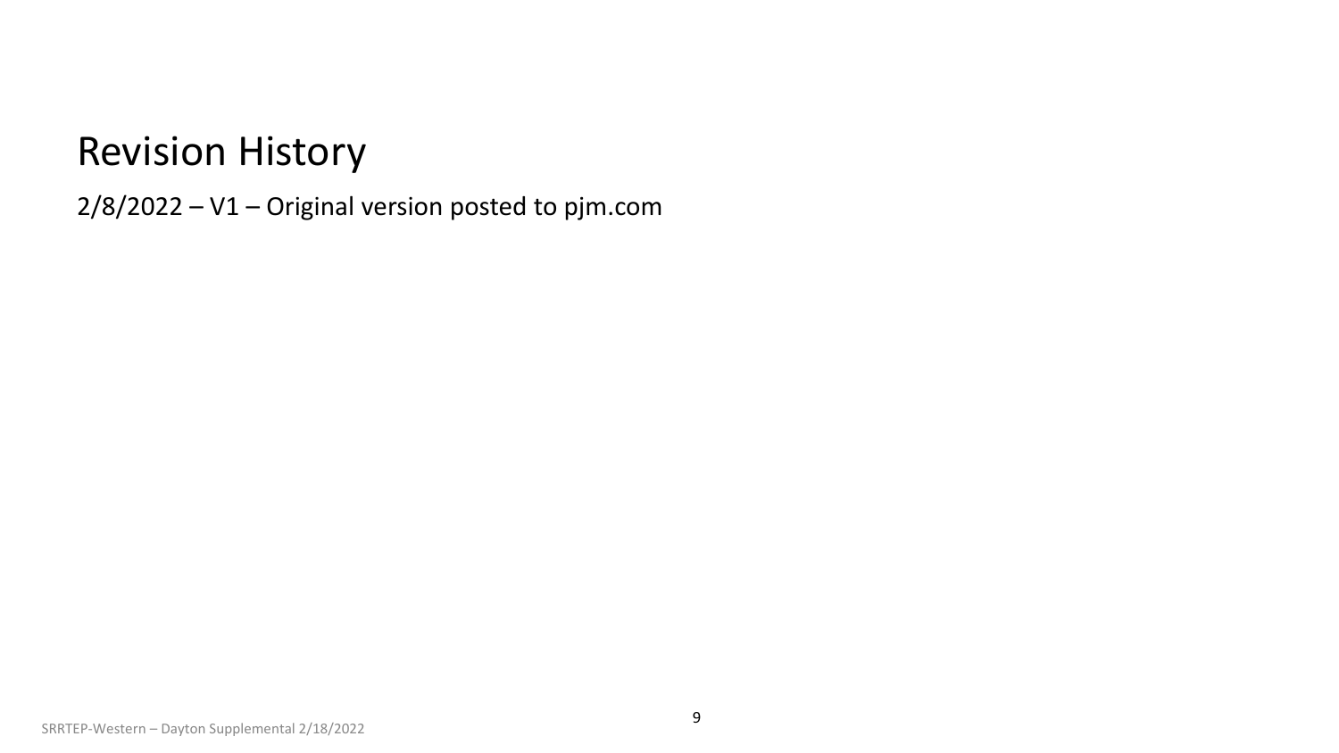# Revision History

2/8/2022 – V1 – Original version posted to pjm.com